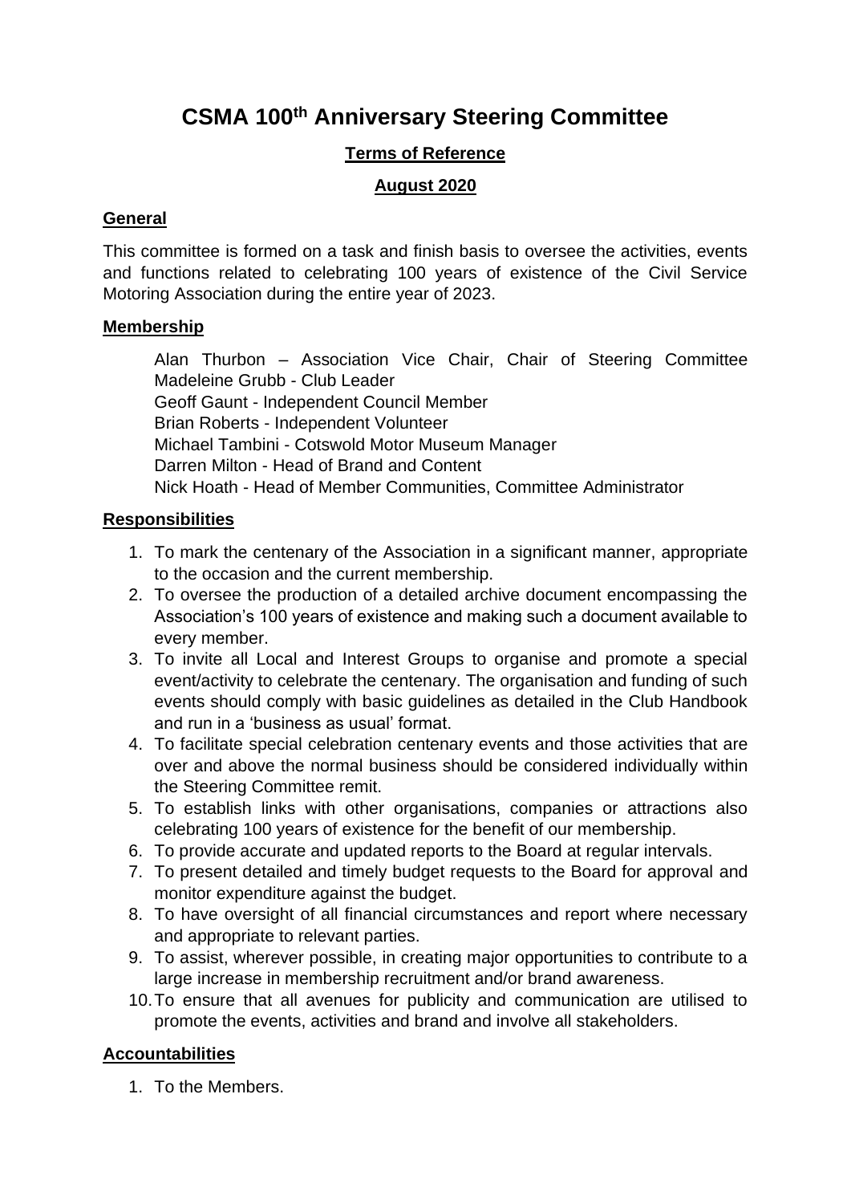# CSMA 100th Anniversary Steering Committee

## Terms of Reference

## August 2020

### General

This committee is formed on a task and finish basis to oversee the activities, events and functions related to celebrating 100 years of existence of the Civil Service Motoring Association during the entire year of 2023.

### Membership

Alan Thurbon – Association Vice Chair, Chair of Steering Committee
Madeleine Grubb - Club Leader
Geoff Gaunt - Independent Council Member
Brian Roberts - Independent Volunteer
Michael Tambini - Cotswold Motor Museum Manager
Darren Milton - Head of Brand and Content
Nick Hoath - Head of Member Communities, Committee Administrator

### Responsibilities

1. To mark the centenary of the Association in a significant manner, appropriate to the occasion and the current membership.
2. To oversee the production of a detailed archive document encompassing the Association's 100 years of existence and making such a document available to every member.
3. To invite all Local and Interest Groups to organise and promote a special event/activity to celebrate the centenary. The organisation and funding of such events should comply with basic guidelines as detailed in the Club Handbook and run in a 'business as usual' format.
4. To facilitate special celebration centenary events and those activities that are over and above the normal business should be considered individually within the Steering Committee remit.
5. To establish links with other organisations, companies or attractions also celebrating 100 years of existence for the benefit of our membership.
6. To provide accurate and updated reports to the Board at regular intervals.
7. To present detailed and timely budget requests to the Board for approval and monitor expenditure against the budget.
8. To have oversight of all financial circumstances and report where necessary and appropriate to relevant parties.
9. To assist, wherever possible, in creating major opportunities to contribute to a large increase in membership recruitment and/or brand awareness.
10. To ensure that all avenues for publicity and communication are utilised to promote the events, activities and brand and involve all stakeholders.

### Accountabilities

1. To the Members.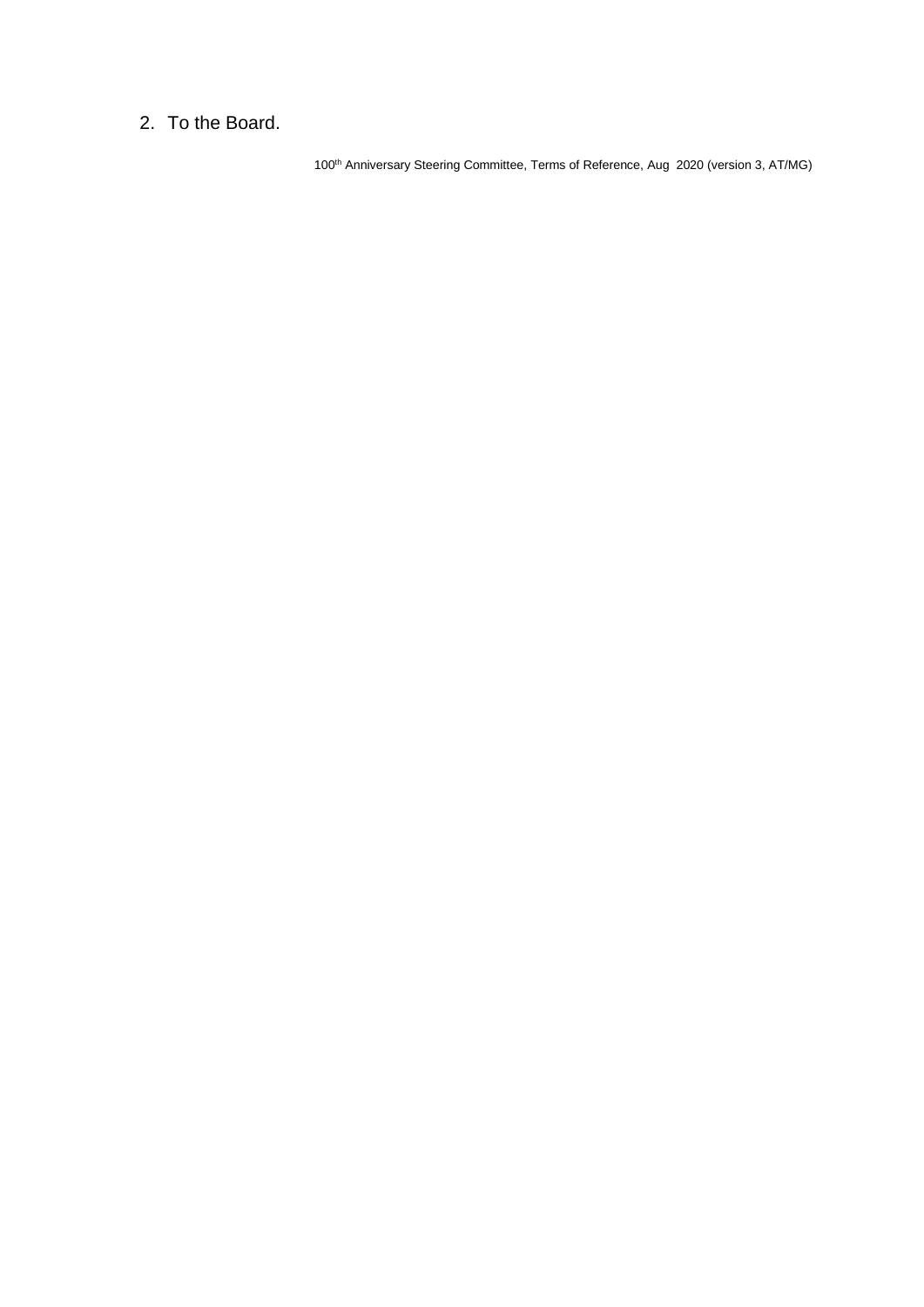2. To the Board.

100th Anniversary Steering Committee, Terms of Reference, Aug 2020 (version 3, AT/MG)